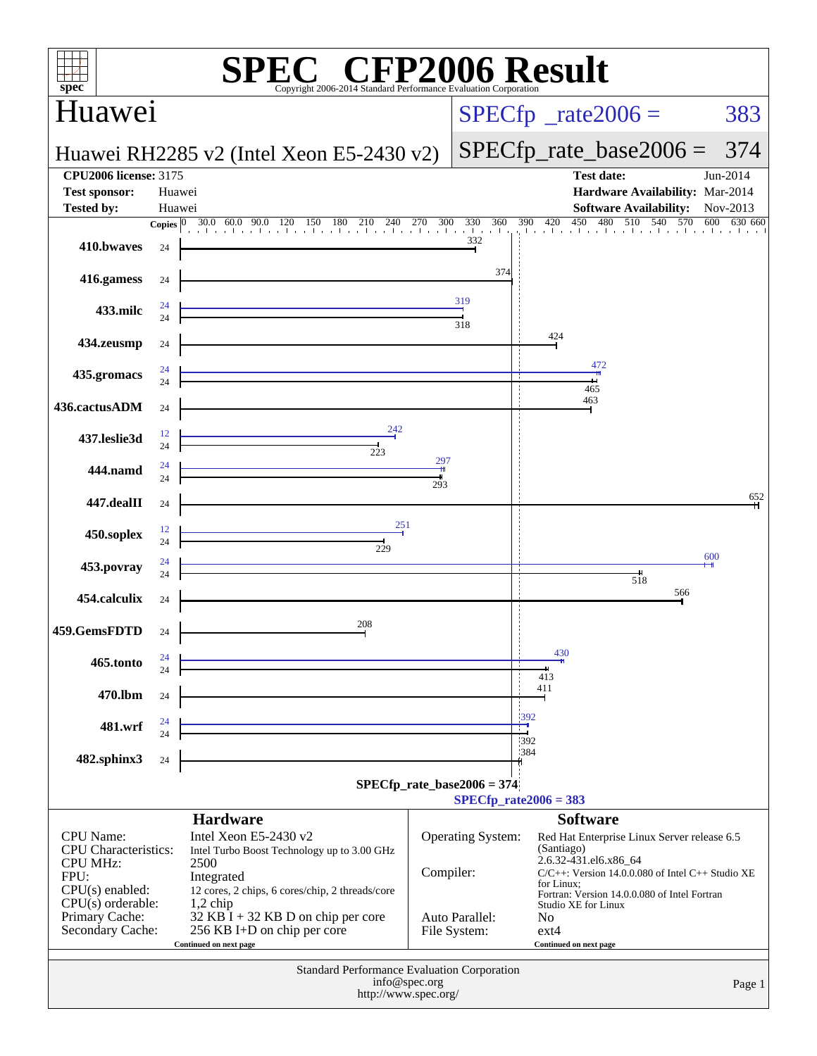# SPEC CFP2006 Result

Copyright 2006-2014 Standard Performance Evaluation Corporation

## Huawei

**Huawei RH2285 v2 (Intel Xeon E5-2430 v2)**

SPECfp_rate2006 = 383

SPECfp_rate_base2006 = 374

| | | | |
|---|---|---|---|
| **CPU2006 license:** 3175 | | **Test date:** | Jun-2014 |
| **Test sponsor:** | Huawei | **Hardware Availability:** | Mar-2014 |
| **Tested by:** | Huawei | **Software Availability:** | Nov-2013 |

| Benchmark | Copies (peak) | Peak | Copies (base) | Base |
|---|---|---|---|---|
| 410.bwaves | | | 24 | 332 |
| 416.gamess | | | 24 | 374 |
| 433.milc | 24 | 319 | 24 | 318 |
| 434.zeusmp | | | 24 | 424 |
| 435.gromacs | 24 | 472 | 24 | 465 |
| 436.cactusADM | | | 24 | 463 |
| 437.leslie3d | 12 | 242 | 24 | 223 |
| 444.namd | 24 | 297 | 24 | 293 |
| 447.dealII | | | 24 | 652 |
| 450.soplex | 12 | 251 | 24 | 229 |
| 453.povray | 24 | 600 | 24 | 518 |
| 454.calculix | | | 24 | 566 |
| 459.GemsFDTD | | | 24 | 208 |
| 465.tonto | 24 | 430 | 24 | 413 |
| 470.lbm | | | 24 | 411 |
| 481.wrf | 24 | 392 | 24 | 392 |
| 482.sphinx3 | | | 24 | 384 |

SPECfp_rate_base2006 = 374

SPECfp_rate2006 = 383

## Hardware

| | |
|---|---|
| CPU Name: | Intel Xeon E5-2430 v2 |
| CPU Characteristics: | Intel Turbo Boost Technology up to 3.00 GHz |
| CPU MHz: | 2500 |
| FPU: | Integrated |
| CPU(s) enabled: | 12 cores, 2 chips, 6 cores/chip, 2 threads/core |
| CPU(s) orderable: | 1,2 chip |
| Primary Cache: | 32 KB I + 32 KB D on chip per core |
| Secondary Cache: | 256 KB I+D on chip per core |

Continued on next page

## Software

| | |
|---|---|
| Operating System: | Red Hat Enterprise Linux Server release 6.5 (Santiago) 2.6.32-431.el6.x86_64 |
| Compiler: | C/C++: Version 14.0.0.080 of Intel C++ Studio XE for Linux; Fortran: Version 14.0.0.080 of Intel Fortran Studio XE for Linux |
| Auto Parallel: | No |
| File System: | ext4 |

Continued on next page

Standard Performance Evaluation Corporation
info@spec.org
http://www.spec.org/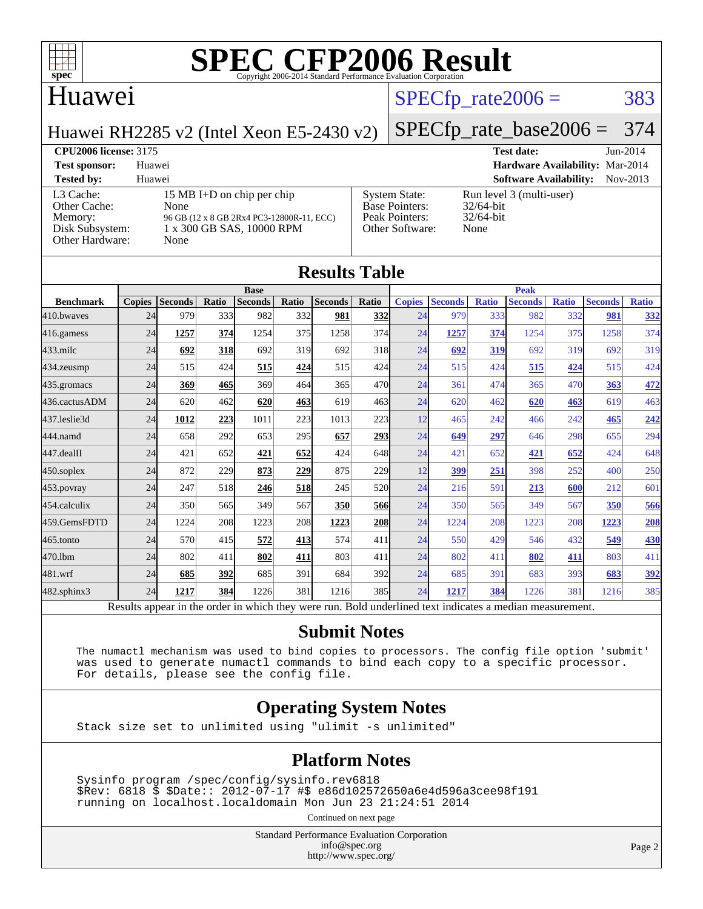# SPEC CFP2006 Result

Copyright 2006-2014 Standard Performance Evaluation Corporation

## Huawei

Huawei RH2285 v2 (Intel Xeon E5-2430 v2)

SPECfp_rate2006 = 383

SPECfp_rate_base2006 = 374

**CPU2006 license:** 3175

**Test sponsor:** Huawei

**Tested by:** Huawei

**Test date:** Jun-2014

**Hardware Availability:** Mar-2014

**Software Availability:** Nov-2013

| | |
|---|---|
| L3 Cache: | 15 MB I+D on chip per chip |
| Other Cache: | None |
| Memory: | 96 GB (12 x 8 GB 2Rx4 PC3-12800R-11, ECC) |
| Disk Subsystem: | 1 x 300 GB SAS, 10000 RPM |
| Other Hardware: | None |

| | |
|---|---|
| System State: | Run level 3 (multi-user) |
| Base Pointers: | 32/64-bit |
| Peak Pointers: | 32/64-bit |
| Other Software: | None |

## Results Table

| Benchmark | Base | | | | | | | Peak | | | | | | |
|---|---|---|---|---|---|---|---|---|---|---|---|---|---|---|
| | Copies | Seconds | Ratio | Seconds | Ratio | Seconds | Ratio | Copies | Seconds | Ratio | Seconds | Ratio | Seconds | Ratio |
| 410.bwaves | 24 | 979 | 333 | 982 | 332 | **981** | **332** | 24 | 979 | 333 | 982 | 332 | **981** | **332** |
| 416.gamess | 24 | **1257** | **374** | 1254 | 375 | 1258 | 374 | 24 | **1257** | **374** | 1254 | 375 | 1258 | 374 |
| 433.milc | 24 | **692** | **318** | 692 | 319 | 692 | 318 | 24 | **692** | **319** | 692 | 319 | 692 | 319 |
| 434.zeusmp | 24 | 515 | 424 | **515** | **424** | 515 | 424 | 24 | 515 | 424 | **515** | **424** | 515 | 424 |
| 435.gromacs | 24 | **369** | **465** | 369 | 464 | 365 | 470 | 24 | 361 | 474 | 365 | 470 | **363** | **472** |
| 436.cactusADM | 24 | 620 | 462 | **620** | **463** | 619 | 463 | 24 | 620 | 462 | **620** | **463** | 619 | 463 |
| 437.leslie3d | 24 | **1012** | **223** | 1011 | 223 | 1013 | 223 | 12 | 465 | 242 | 466 | 242 | **465** | **242** |
| 444.namd | 24 | 658 | 292 | 653 | 295 | **657** | **293** | 24 | **649** | **297** | 646 | 298 | 655 | 294 |
| 447.dealII | 24 | 421 | 652 | **421** | **652** | 424 | 648 | 24 | 421 | 652 | **421** | **652** | 424 | 648 |
| 450.soplex | 24 | 872 | 229 | **873** | **229** | 875 | 229 | 12 | **399** | **251** | 398 | 252 | 400 | 250 |
| 453.povray | 24 | 247 | 518 | **246** | **518** | 245 | 520 | 24 | 216 | 591 | **213** | **600** | 212 | 601 |
| 454.calculix | 24 | 350 | 565 | 349 | 567 | **350** | **566** | 24 | 350 | 565 | 349 | 567 | **350** | **566** |
| 459.GemsFDTD | 24 | 1224 | 208 | 1223 | 208 | **1223** | **208** | 24 | 1224 | 208 | 1223 | 208 | **1223** | **208** |
| 465.tonto | 24 | 570 | 415 | **572** | **413** | 574 | 411 | 24 | 550 | 429 | 546 | 432 | **549** | **430** |
| 470.lbm | 24 | 802 | 411 | **802** | **411** | 803 | 411 | 24 | 802 | 411 | **802** | **411** | 803 | 411 |
| 481.wrf | 24 | **685** | **392** | 685 | 391 | 684 | 392 | 24 | 685 | 391 | 683 | 393 | **683** | **392** |
| 482.sphinx3 | 24 | **1217** | **384** | 1226 | 381 | 1216 | 385 | 24 | **1217** | **384** | 1226 | 381 | 1216 | 385 |

Results appear in the order in which they were run. Bold underlined text indicates a median measurement.

## Submit Notes

The numactl mechanism was used to bind copies to processors. The config file option 'submit' was used to generate numactl commands to bind each copy to a specific processor. For details, please see the config file.

## Operating System Notes

Stack size set to unlimited using "ulimit -s unlimited"

## Platform Notes

```
Sysinfo program /spec/config/sysinfo.rev6818
$Rev: 6818 $ $Date:: 2012-07-17 #$ e86d102572650a6e4d596a3cee98f191
running on localhost.localdomain Mon Jun 23 21:24:51 2014
```

Continued on next page

Standard Performance Evaluation Corporation
info@spec.org
http://www.spec.org/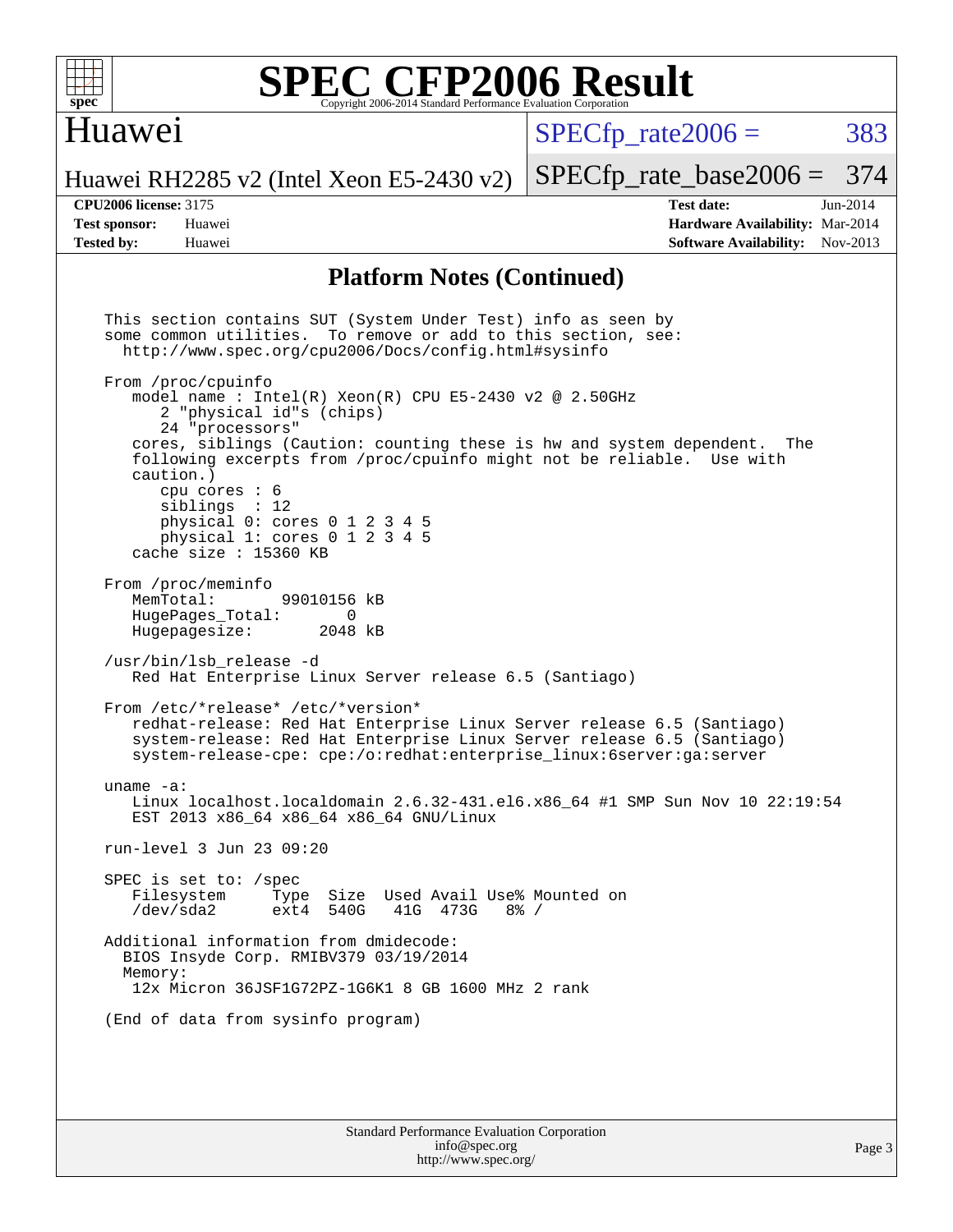# SPEC CFP2006 Result

## Huawei

Huawei RH2285 v2 (Intel Xeon E5-2430 v2)

SPECfp_rate2006 = 383

SPECfp_rate_base2006 = 374

| | | | |
|---|---|---|---|
| **CPU2006 license:** 3175 | | **Test date:** | Jun-2014 |
| **Test sponsor:** | Huawei | **Hardware Availability:** | Mar-2014 |
| **Tested by:** | Huawei | **Software Availability:** | Nov-2013 |

## Platform Notes (Continued)

```
This section contains SUT (System Under Test) info as seen by
some common utilities.  To remove or add to this section, see:
  http://www.spec.org/cpu2006/Docs/config.html#sysinfo

From /proc/cpuinfo
   model name : Intel(R) Xeon(R) CPU E5-2430 v2 @ 2.50GHz
      2 "physical id"s (chips)
      24 "processors"
   cores, siblings (Caution: counting these is hw and system dependent.  The
   following excerpts from /proc/cpuinfo might not be reliable.  Use with
   caution.)
      cpu cores : 6
      siblings  : 12
      physical 0: cores 0 1 2 3 4 5
      physical 1: cores 0 1 2 3 4 5
   cache size : 15360 KB

From /proc/meminfo
   MemTotal:       99010156 kB
   HugePages_Total:       0
   Hugepagesize:       2048 kB

/usr/bin/lsb_release -d
   Red Hat Enterprise Linux Server release 6.5 (Santiago)

From /etc/*release* /etc/*version*
   redhat-release: Red Hat Enterprise Linux Server release 6.5 (Santiago)
   system-release: Red Hat Enterprise Linux Server release 6.5 (Santiago)
   system-release-cpe: cpe:/o:redhat:enterprise_linux:6server:ga:server

uname -a:
   Linux localhost.localdomain 2.6.32-431.el6.x86_64 #1 SMP Sun Nov 10 22:19:54
   EST 2013 x86_64 x86_64 x86_64 GNU/Linux

run-level 3 Jun 23 09:20

SPEC is set to: /spec
   Filesystem     Type  Size  Used Avail Use% Mounted on
   /dev/sda2      ext4  540G   41G  473G   8% /

Additional information from dmidecode:
  BIOS Insyde Corp. RMIBV379 03/19/2014
  Memory:
   12x Micron 36JSF1G72PZ-1G6K1 8 GB 1600 MHz 2 rank

(End of data from sysinfo program)
```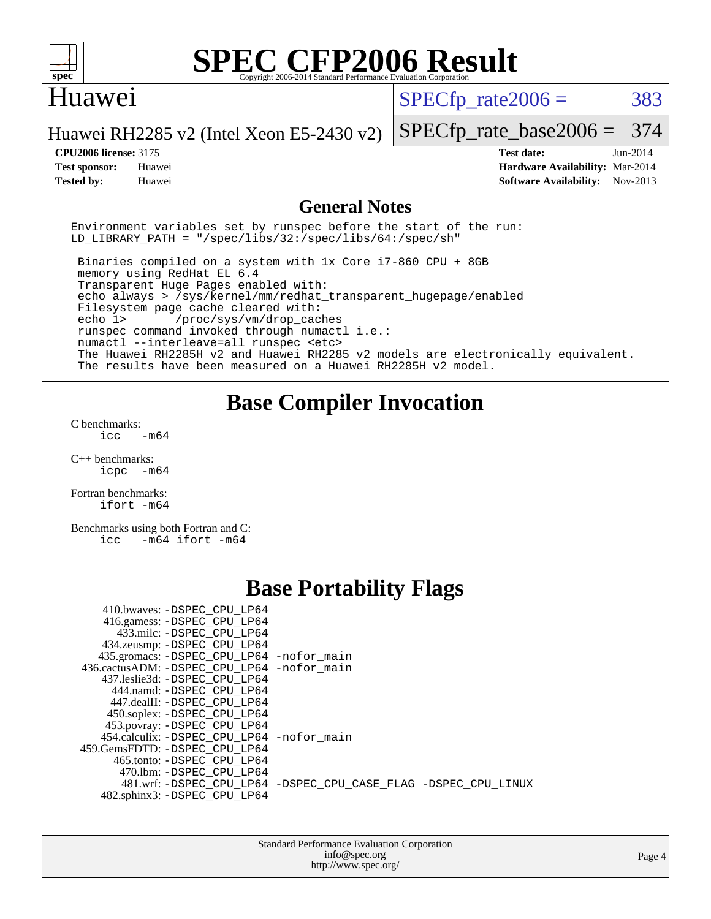# SPEC CFP2006 Result

Copyright 2006-2014 Standard Performance Evaluation Corporation

## Huawei

Huawei RH2285 v2 (Intel Xeon E5-2430 v2)

SPECfp_rate2006 = 383

SPECfp_rate_base2006 = 374

**CPU2006 license:** 3175
**Test sponsor:** Huawei
**Tested by:** Huawei

**Test date:** Jun-2014
**Hardware Availability:** Mar-2014
**Software Availability:** Nov-2013

## General Notes

```
Environment variables set by runspec before the start of the run:
LD_LIBRARY_PATH = "/spec/libs/32:/spec/libs/64:/spec/sh"

 Binaries compiled on a system with 1x Core i7-860 CPU + 8GB
 memory using RedHat EL 6.4
 Transparent Huge Pages enabled with:
 echo always > /sys/kernel/mm/redhat_transparent_hugepage/enabled
 Filesystem page cache cleared with:
 echo 1>       /proc/sys/vm/drop_caches
 runspec command invoked through numactl i.e.:
 numactl --interleave=all runspec <etc>
 The Huawei RH2285H v2 and Huawei RH2285 v2 models are electronically equivalent.
 The results have been measured on a Huawei RH2285H v2 model.
```

## Base Compiler Invocation

C benchmarks:
```
icc   -m64
```

C++ benchmarks:
```
icpc  -m64
```

Fortran benchmarks:
```
ifort -m64
```

Benchmarks using both Fortran and C:
```
icc   -m64 ifort -m64
```

## Base Portability Flags

```
     410.bwaves: -DSPEC_CPU_LP64
     416.gamess: -DSPEC_CPU_LP64
       433.milc: -DSPEC_CPU_LP64
     434.zeusmp: -DSPEC_CPU_LP64
    435.gromacs: -DSPEC_CPU_LP64 -nofor_main
 436.cactusADM: -DSPEC_CPU_LP64 -nofor_main
    437.leslie3d: -DSPEC_CPU_LP64
       444.namd: -DSPEC_CPU_LP64
     447.dealII: -DSPEC_CPU_LP64
     450.soplex: -DSPEC_CPU_LP64
     453.povray: -DSPEC_CPU_LP64
   454.calculix: -DSPEC_CPU_LP64 -nofor_main
  459.GemsFDTD: -DSPEC_CPU_LP64
      465.tonto: -DSPEC_CPU_LP64
        470.lbm: -DSPEC_CPU_LP64
        481.wrf: -DSPEC_CPU_LP64 -DSPEC_CPU_CASE_FLAG -DSPEC_CPU_LINUX
    482.sphinx3: -DSPEC_CPU_LP64
```

Standard Performance Evaluation Corporation
info@spec.org
http://www.spec.org/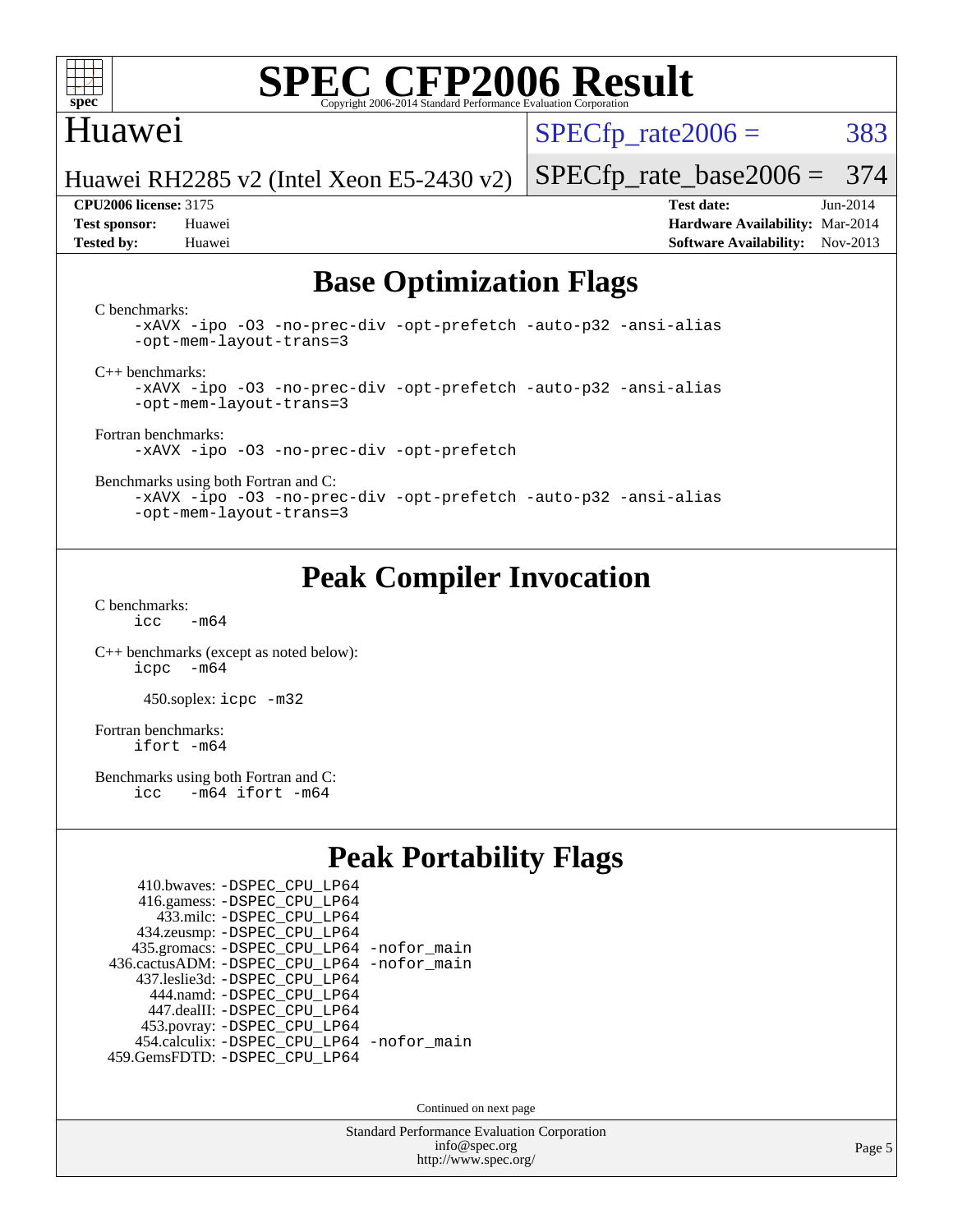## Base Optimization Flags

C benchmarks:

```
-xAVX -ipo -O3 -no-prec-div -opt-prefetch -auto-p32 -ansi-alias
-opt-mem-layout-trans=3
```

C++ benchmarks:

```
-xAVX -ipo -O3 -no-prec-div -opt-prefetch -auto-p32 -ansi-alias
-opt-mem-layout-trans=3
```

Fortran benchmarks:

```
-xAVX -ipo -O3 -no-prec-div -opt-prefetch
```

Benchmarks using both Fortran and C:

```
-xAVX -ipo -O3 -no-prec-div -opt-prefetch -auto-p32 -ansi-alias
-opt-mem-layout-trans=3
```

## Peak Compiler Invocation

C benchmarks:

```
icc   -m64
```

C++ benchmarks (except as noted below):

```
icpc  -m64
```

450.soplex: `icpc -m32`

Fortran benchmarks:

```
ifort -m64
```

Benchmarks using both Fortran and C:

```
icc   -m64 ifort -m64
```

## Peak Portability Flags

410.bwaves: `-DSPEC_CPU_LP64`
416.gamess: `-DSPEC_CPU_LP64`
433.milc: `-DSPEC_CPU_LP64`
434.zeusmp: `-DSPEC_CPU_LP64`
435.gromacs: `-DSPEC_CPU_LP64 -nofor_main`
436.cactusADM: `-DSPEC_CPU_LP64 -nofor_main`
437.leslie3d: `-DSPEC_CPU_LP64`
444.namd: `-DSPEC_CPU_LP64`
447.dealII: `-DSPEC_CPU_LP64`
453.povray: `-DSPEC_CPU_LP64`
454.calculix: `-DSPEC_CPU_LP64 -nofor_main`
459.GemsFDTD: `-DSPEC_CPU_LP64`

Continued on next page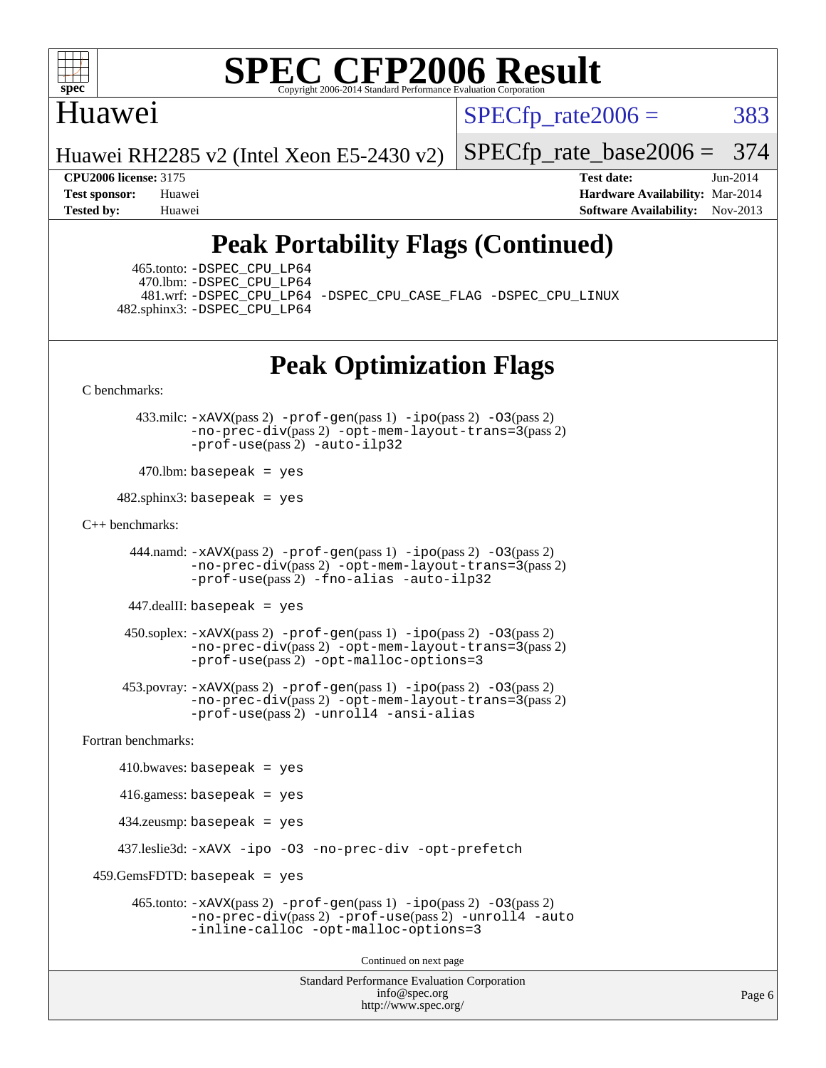## Peak Portability Flags (Continued)

465.tonto: -DSPEC_CPU_LP64
470.lbm: -DSPEC_CPU_LP64
481.wrf: -DSPEC_CPU_LP64 -DSPEC_CPU_CASE_FLAG -DSPEC_CPU_LINUX
482.sphinx3: -DSPEC_CPU_LP64

## Peak Optimization Flags

C benchmarks:

433.milc: -xAVX(pass 2) -prof-gen(pass 1) -ipo(pass 2) -O3(pass 2) -no-prec-div(pass 2) -opt-mem-layout-trans=3(pass 2) -prof-use(pass 2) -auto-ilp32

470.lbm: basepeak = yes

482.sphinx3: basepeak = yes

C++ benchmarks:

444.namd: -xAVX(pass 2) -prof-gen(pass 1) -ipo(pass 2) -O3(pass 2) -no-prec-div(pass 2) -opt-mem-layout-trans=3(pass 2) -prof-use(pass 2) -fno-alias -auto-ilp32

447.dealII: basepeak = yes

450.soplex: -xAVX(pass 2) -prof-gen(pass 1) -ipo(pass 2) -O3(pass 2) -no-prec-div(pass 2) -opt-mem-layout-trans=3(pass 2) -prof-use(pass 2) -opt-malloc-options=3

453.povray: -xAVX(pass 2) -prof-gen(pass 1) -ipo(pass 2) -O3(pass 2) -no-prec-div(pass 2) -opt-mem-layout-trans=3(pass 2) -prof-use(pass 2) -unroll4 -ansi-alias

Fortran benchmarks:

410.bwaves: basepeak = yes

416.gamess: basepeak = yes

434.zeusmp: basepeak = yes

437.leslie3d: -xAVX -ipo -O3 -no-prec-div -opt-prefetch

459.GemsFDTD: basepeak = yes

465.tonto: -xAVX(pass 2) -prof-gen(pass 1) -ipo(pass 2) -O3(pass 2) -no-prec-div(pass 2) -prof-use(pass 2) -unroll4 -auto -inline-calloc -opt-malloc-options=3

Continued on next page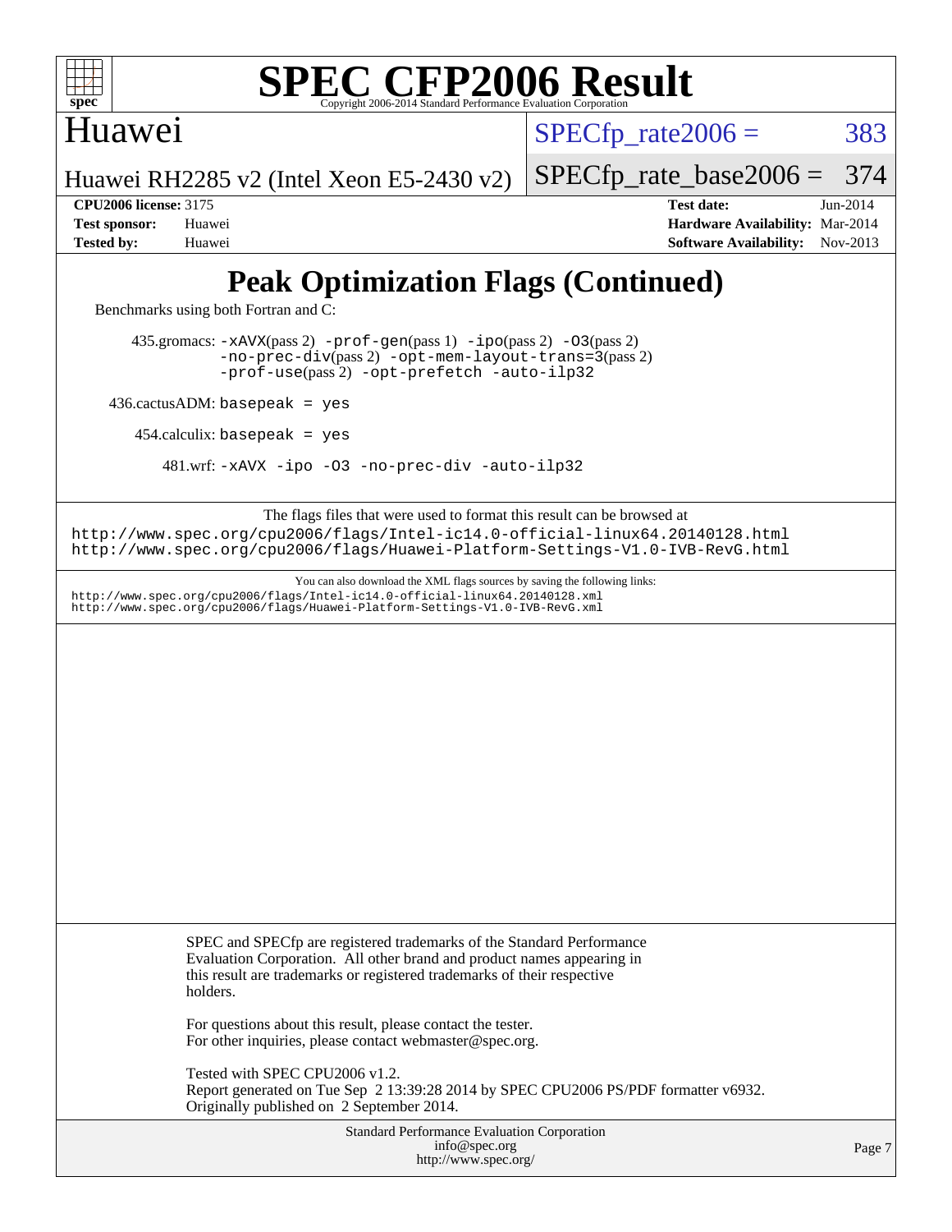# Peak Optimization Flags (Continued)

Benchmarks using both Fortran and C:

435.gromacs: -xAVX(pass 2) -prof-gen(pass 1) -ipo(pass 2) -O3(pass 2) -no-prec-div(pass 2) -opt-mem-layout-trans=3(pass 2) -prof-use(pass 2) -opt-prefetch -auto-ilp32

436.cactusADM: basepeak = yes

454.calculix: basepeak = yes

481.wrf: -xAVX -ipo -O3 -no-prec-div -auto-ilp32

The flags files that were used to format this result can be browsed at
http://www.spec.org/cpu2006/flags/Intel-ic14.0-official-linux64.20140128.html
http://www.spec.org/cpu2006/flags/Huawei-Platform-Settings-V1.0-IVB-RevG.html

You can also download the XML flags sources by saving the following links:
http://www.spec.org/cpu2006/flags/Intel-ic14.0-official-linux64.20140128.xml
http://www.spec.org/cpu2006/flags/Huawei-Platform-Settings-V1.0-IVB-RevG.xml

SPEC and SPECfp are registered trademarks of the Standard Performance Evaluation Corporation. All other brand and product names appearing in this result are trademarks or registered trademarks of their respective holders.

For questions about this result, please contact the tester.
For other inquiries, please contact webmaster@spec.org.

Tested with SPEC CPU2006 v1.2.
Report generated on Tue Sep 2 13:39:28 2014 by SPEC CPU2006 PS/PDF formatter v6932.
Originally published on 2 September 2014.